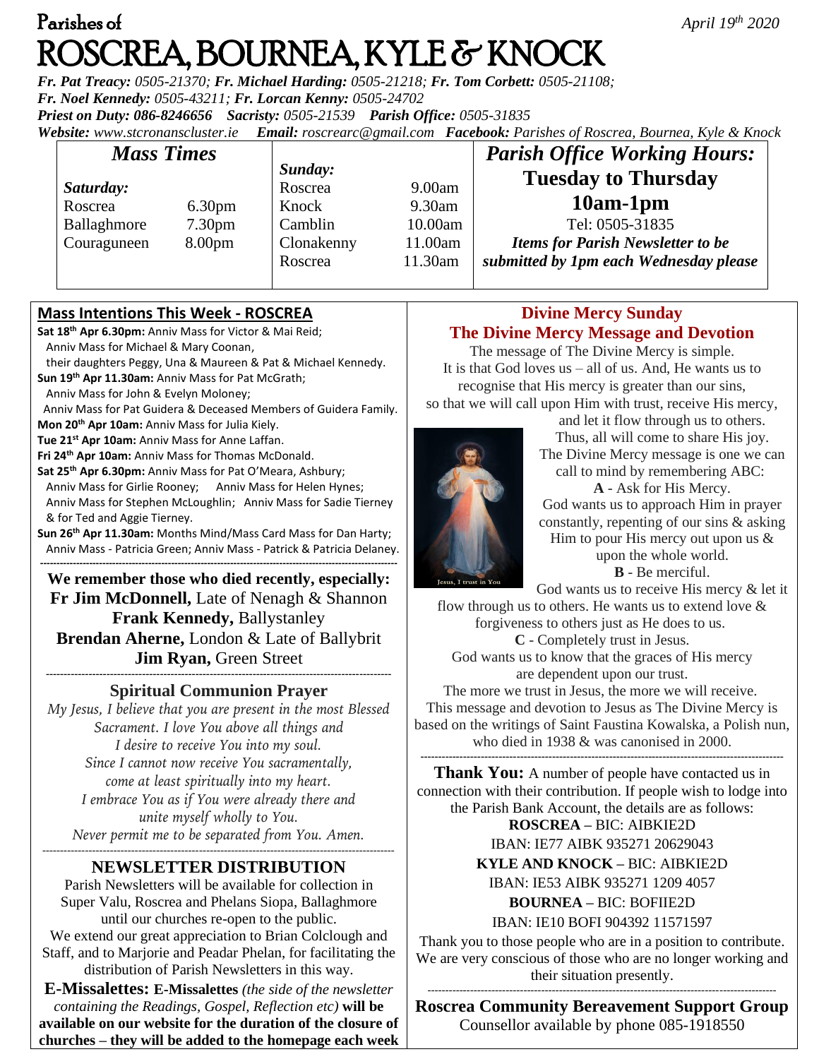Parishes of

# ROSCREA, BOURNEA, KYLE & KNOCK

*April 19th 2020*

***Fr. Pat Treacy:*** *0505-21370;* ***Fr. Michael Harding:*** *0505-21218;* ***Fr. Tom Corbett:*** *0505-21108;*
***Fr. Noel Kennedy:*** *0505-43211;* ***Fr. Lorcan Kenny:*** *0505-24702*
***Priest on Duty:*** *086-8246656* ***Sacristy:*** *0505-21539* ***Parish Office:*** *0505-31835*
***Website:*** *www.stcronanscluster.ie* ***Email:*** *roscrearc@gmail.com* ***Facebook:*** *Parishes of Roscrea, Bournea, Kyle & Knock*

## *Mass Times*

| *Saturday:* | | *Sunday:* | |
|---|---|---|---|
| Roscrea | 6.30pm | Roscrea | 9.00am |
| Ballaghmore | 7.30pm | Knock | 9.30am |
| Couraguneen | 8.00pm | Camblin | 10.00am |
| | | Clonakenny | 11.00am |
| | | Roscrea | 11.30am |

## *Parish Office Working Hours:*

**Tuesday to Thursday**
**10am-1pm**
Tel: 0505-31835
***Items for Parish Newsletter to be submitted by 1pm each Wednesday please***

## Mass Intentions This Week - ROSCREA

**Sat 18th Apr 6.30pm:** Anniv Mass for Victor & Mai Reid;
Anniv Mass for Michael & Mary Coonan,
their daughters Peggy, Una & Maureen & Pat & Michael Kennedy.
**Sun 19th Apr 11.30am:** Anniv Mass for Pat McGrath;
Anniv Mass for John & Evelyn Moloney;
Anniv Mass for Pat Guidera & Deceased Members of Guidera Family.
**Mon 20th Apr 10am:** Anniv Mass for Julia Kiely.
**Tue 21st Apr 10am:** Anniv Mass for Anne Laffan.
**Fri 24th Apr 10am:** Anniv Mass for Thomas McDonald.
**Sat 25th Apr 6.30pm:** Anniv Mass for Pat O'Meara, Ashbury;
Anniv Mass for Girlie Rooney; Anniv Mass for Helen Hynes;
Anniv Mass for Stephen McLoughlin; Anniv Mass for Sadie Tierney & for Ted and Aggie Tierney.
**Sun 26th Apr 11.30am:** Months Mind/Mass Card Mass for Dan Harty;
Anniv Mass - Patricia Green; Anniv Mass - Patrick & Patricia Delaney.

**We remember those who died recently, especially:**
**Fr Jim McDonnell,** Late of Nenagh & Shannon
**Frank Kennedy,** Ballystanley
**Brendan Aherne,** London & Late of Ballybrit
**Jim Ryan,** Green Street

## Spiritual Communion Prayer

*My Jesus, I believe that you are present in the most Blessed Sacrament. I love You above all things and I desire to receive You into my soul. Since I cannot now receive You sacramentally, come at least spiritually into my heart. I embrace You as if You were already there and unite myself wholly to You. Never permit me to be separated from You. Amen.*

## NEWSLETTER DISTRIBUTION

Parish Newsletters will be available for collection in Super Valu, Roscrea and Phelans Siopa, Ballaghmore until our churches re-open to the public.
We extend our great appreciation to Brian Colclough and Staff, and to Marjorie and Peadar Phelan, for facilitating the distribution of Parish Newsletters in this way.

**E-Missalettes: E-Missalettes** *(the side of the newsletter containing the Readings, Gospel, Reflection etc)* **will be available on our website for the duration of the closure of churches – they will be added to the homepage each week**

## Divine Mercy Sunday
## The Divine Mercy Message and Devotion

The message of The Divine Mercy is simple. It is that God loves us – all of us. And, He wants us to recognise that His mercy is greater than our sins, so that we will call upon Him with trust, receive His mercy, and let it flow through us to others. Thus, all will come to share His joy.

Jesus, I trust in You

The Divine Mercy message is one we can call to mind by remembering ABC:

**A** - Ask for His Mercy.
God wants us to approach Him in prayer constantly, repenting of our sins & asking Him to pour His mercy out upon us & upon the whole world.

**B** - Be merciful.
God wants us to receive His mercy & let it flow through us to others. He wants us to extend love & forgiveness to others just as He does to us.

**C** - Completely trust in Jesus.
God wants us to know that the graces of His mercy are dependent upon our trust. The more we trust in Jesus, the more we will receive.

This message and devotion to Jesus as The Divine Mercy is based on the writings of Saint Faustina Kowalska, a Polish nun, who died in 1938 & was canonised in 2000.

**Thank You:** A number of people have contacted us in connection with their contribution. If people wish to lodge into the Parish Bank Account, the details are as follows:

**ROSCREA –** BIC: AIBKIE2D
IBAN: IE77 AIBK 935271 20629043
**KYLE AND KNOCK –** BIC: AIBKIE2D
IBAN: IE53 AIBK 935271 1209 4057
**BOURNEA –** BIC: BOFIIE2D
IBAN: IE10 BOFI 904392 11571597

Thank you to those people who are in a position to contribute. We are very conscious of those who are no longer working and their situation presently.

**Roscrea Community Bereavement Support Group**
Counsellor available by phone 085-1918550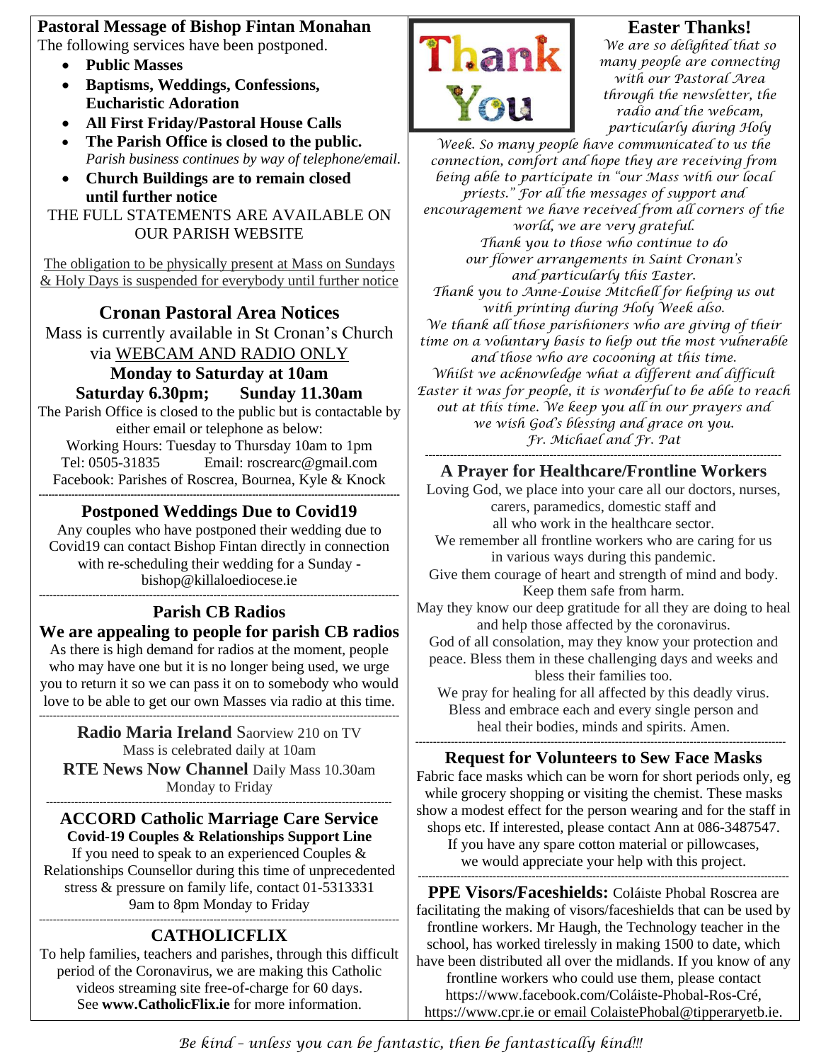**Pastoral Message of Bishop Fintan Monahan**

The following services have been postponed.

- **Public Masses**
- **Baptisms, Weddings, Confessions, Eucharistic Adoration**
- **All First Friday/Pastoral House Calls**
- **The Parish Office is closed to the public.** *Parish business continues by way of telephone/email.*
- **Church Buildings are to remain closed until further notice**

THE FULL STATEMENTS ARE AVAILABLE ON OUR PARISH WEBSITE

The obligation to be physically present at Mass on Sundays & Holy Days is suspended for everybody until further notice

## Cronan Pastoral Area Notices

Mass is currently available in St Cronan's Church via WEBCAM AND RADIO ONLY

**Monday to Saturday at 10am**

**Saturday 6.30pm; Sunday 11.30am**

The Parish Office is closed to the public but is contactable by either email or telephone as below:

Working Hours: Tuesday to Thursday 10am to 1pm

Tel: 0505-31835 Email: roscrearc@gmail.com

Facebook: Parishes of Roscrea, Bournea, Kyle & Knock

## Postponed Weddings Due to Covid19

Any couples who have postponed their wedding due to Covid19 can contact Bishop Fintan directly in connection with re-scheduling their wedding for a Sunday - bishop@killaloediocese.ie

## Parish CB Radios

**We are appealing to people for parish CB radios**

As there is high demand for radios at the moment, people who may have one but it is no longer being used, we urge you to return it so we can pass it on to somebody who would love to be able to get our own Masses via radio at this time.

**Radio Maria Ireland** Saorview 210 on TV
Mass is celebrated daily at 10am

**RTE News Now Channel** Daily Mass 10.30am
Monday to Friday

## ACCORD Catholic Marriage Care Service

**Covid-19 Couples & Relationships Support Line**

If you need to speak to an experienced Couples & Relationships Counsellor during this time of unprecedented stress & pressure on family life, contact 01-5313331 9am to 8pm Monday to Friday

## CATHOLICFLIX

To help families, teachers and parishes, through this difficult period of the Coronavirus, we are making this Catholic videos streaming site free-of-charge for 60 days. See **www.CatholicFlix.ie** for more information.

## Easter Thanks!

*We are so delighted that so many people are connecting with our Pastoral Area through the newsletter, the radio and the webcam, particularly during Holy Week. So many people have communicated to us the connection, comfort and hope they are receiving from being able to participate in "our Mass with our local priests." For all the messages of support and encouragement we have received from all corners of the world, we are very grateful.*

*Thank you to those who continue to do our flower arrangements in Saint Cronan's and particularly this Easter.*

*Thank you to Anne-Louise Mitchell for helping us out with printing during Holy Week also.*

*We thank all those parishioners who are giving of their time on a voluntary basis to help out the most vulnerable and those who are cocooning at this time.*

*Whilst we acknowledge what a different and difficult Easter it was for people, it is wonderful to be able to reach out at this time. We keep you all in our prayers and we wish God's blessing and grace on you.*

*Fr. Michael and Fr. Pat*

## A Prayer for Healthcare/Frontline Workers

Loving God, we place into your care all our doctors, nurses, carers, paramedics, domestic staff and all who work in the healthcare sector.
We remember all frontline workers who are caring for us in various ways during this pandemic.
Give them courage of heart and strength of mind and body.
Keep them safe from harm.
May they know our deep gratitude for all they are doing to heal and help those affected by the coronavirus.
God of all consolation, may they know your protection and peace. Bless them in these challenging days and weeks and bless their families too.
We pray for healing for all affected by this deadly virus.
Bless and embrace each and every single person and heal their bodies, minds and spirits. Amen.

## Request for Volunteers to Sew Face Masks

Fabric face masks which can be worn for short periods only, eg while grocery shopping or visiting the chemist. These masks show a modest effect for the person wearing and for the staff in shops etc. If interested, please contact Ann at 086-3487547. If you have any spare cotton material or pillowcases, we would appreciate your help with this project.

**PPE Visors/Faceshields:** Coláiste Phobal Roscrea are facilitating the making of visors/faceshields that can be used by frontline workers. Mr Haugh, the Technology teacher in the school, has worked tirelessly in making 1500 to date, which have been distributed all over the midlands. If you know of any frontline workers who could use them, please contact https://www.facebook.com/Coláiste-Phobal-Ros-Cré, https://www.cpr.ie or email ColaistePhobal@tipperaryetb.ie.

*Be kind – unless you can be fantastic, then be fantastically kind!!!*